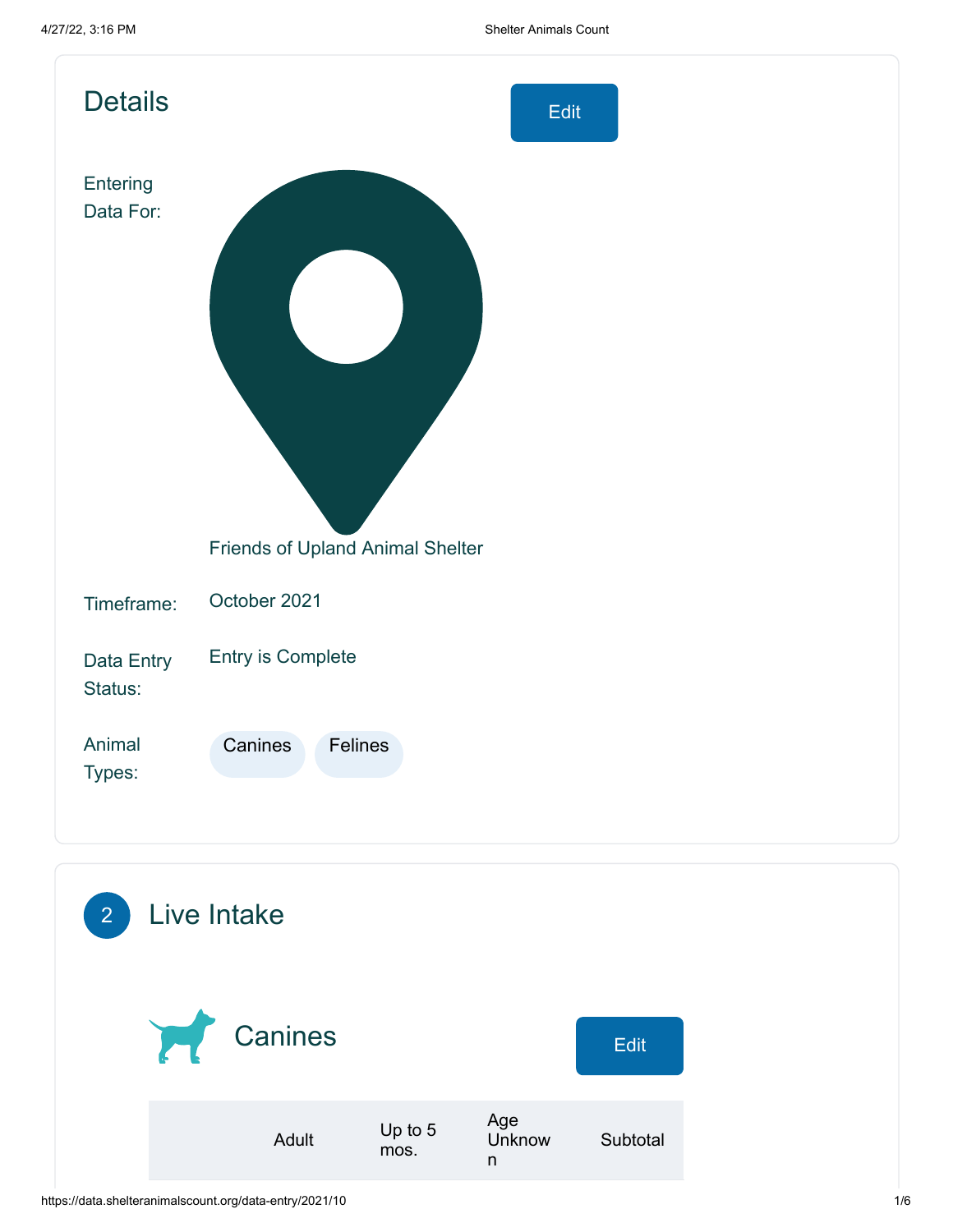# Details

Edit

Entering Data For: Friends of Upland Animal Shelter

Timeframe: October 2021

Data Entry Status: Entry is Complete

Animal Types: Canines Felines

## 2 Live Intake

### Canines

Edit

| | Adult | Up to 5 mos. | Age Unknown | Subtotal |
|---|---|---|---|---|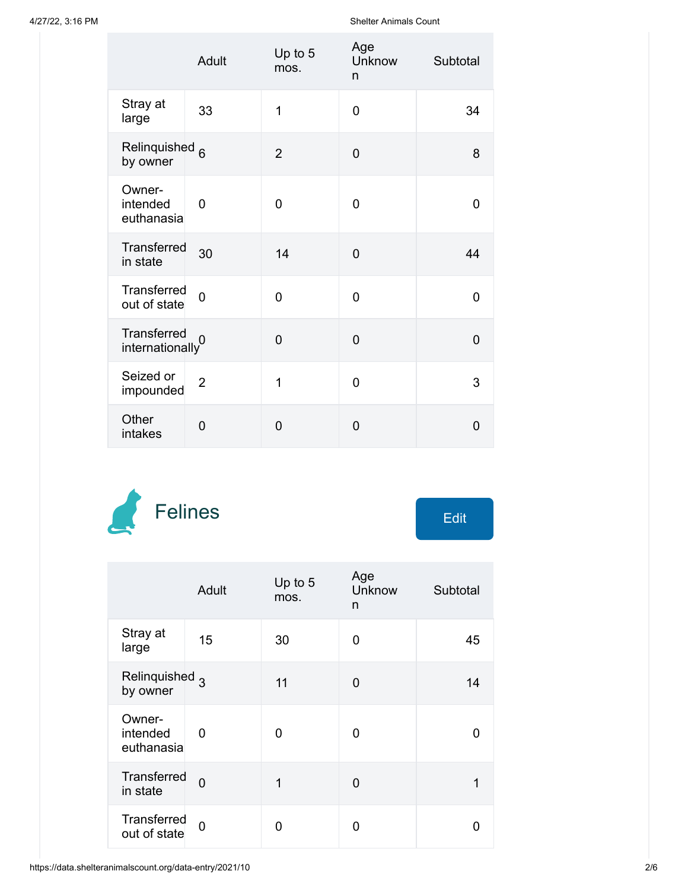| | Adult | Up to 5 mos. | Age Unknown | Subtotal |
|---|---|---|---|---|
| Stray at large | 33 | 1 | 0 | 34 |
| Relinquished by owner | 6 | 2 | 0 | 8 |
| Owner-intended euthanasia | 0 | 0 | 0 | 0 |
| Transferred in state | 30 | 14 | 0 | 44 |
| Transferred out of state | 0 | 0 | 0 | 0 |
| Transferred internationally | 0 | 0 | 0 | 0 |
| Seized or impounded | 2 | 1 | 0 | 3 |
| Other intakes | 0 | 0 | 0 | 0 |

## Felines

Edit

| | Adult | Up to 5 mos. | Age Unknown | Subtotal |
|---|---|---|---|---|
| Stray at large | 15 | 30 | 0 | 45 |
| Relinquished by owner | 3 | 11 | 0 | 14 |
| Owner-intended euthanasia | 0 | 0 | 0 | 0 |
| Transferred in state | 0 | 1 | 0 | 1 |
| Transferred out of state | 0 | 0 | 0 | 0 |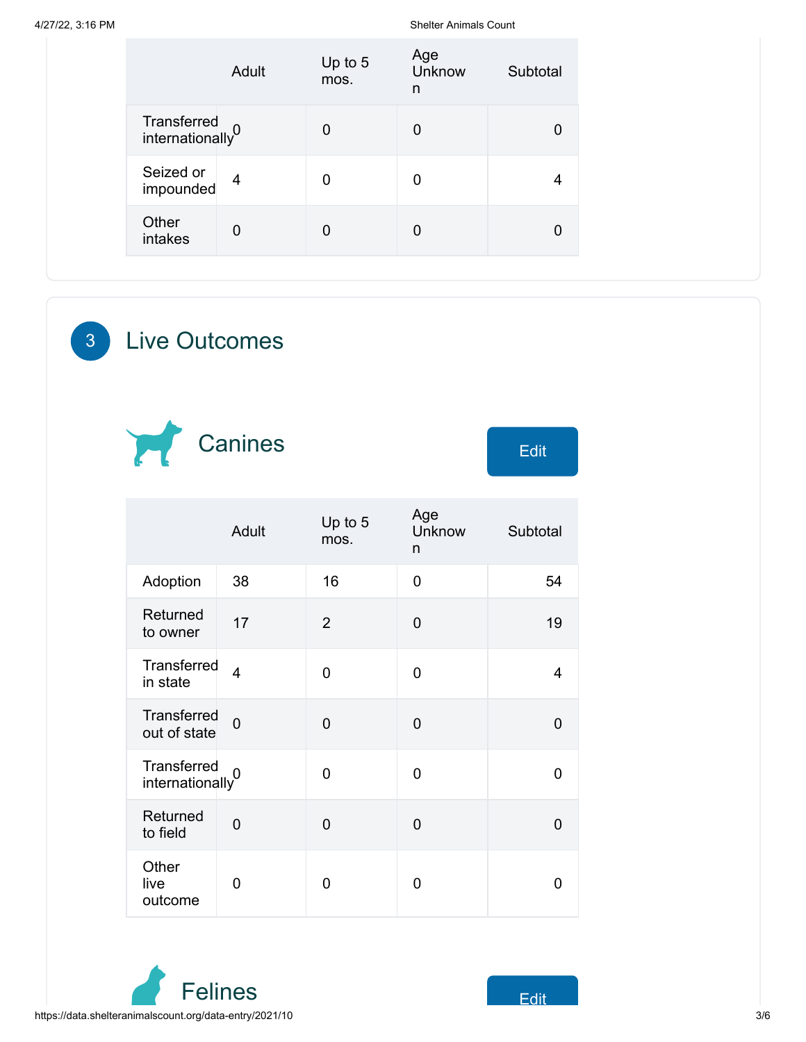| | Adult | Up to 5 mos. | Age Unknown | Subtotal |
|---|---|---|---|---|
| Transferred internationally | 0 | 0 | 0 | 0 |
| Seized or impounded | 4 | 0 | 0 | 4 |
| Other intakes | 0 | 0 | 0 | 0 |

## 3 Live Outcomes

### Canines

Edit

| | Adult | Up to 5 mos. | Age Unknown | Subtotal |
|---|---|---|---|---|
| Adoption | 38 | 16 | 0 | 54 |
| Returned to owner | 17 | 2 | 0 | 19 |
| Transferred in state | 4 | 0 | 0 | 4 |
| Transferred out of state | 0 | 0 | 0 | 0 |
| Transferred internationally | 0 | 0 | 0 | 0 |
| Returned to field | 0 | 0 | 0 | 0 |
| Other live outcome | 0 | 0 | 0 | 0 |

### Felines

Edit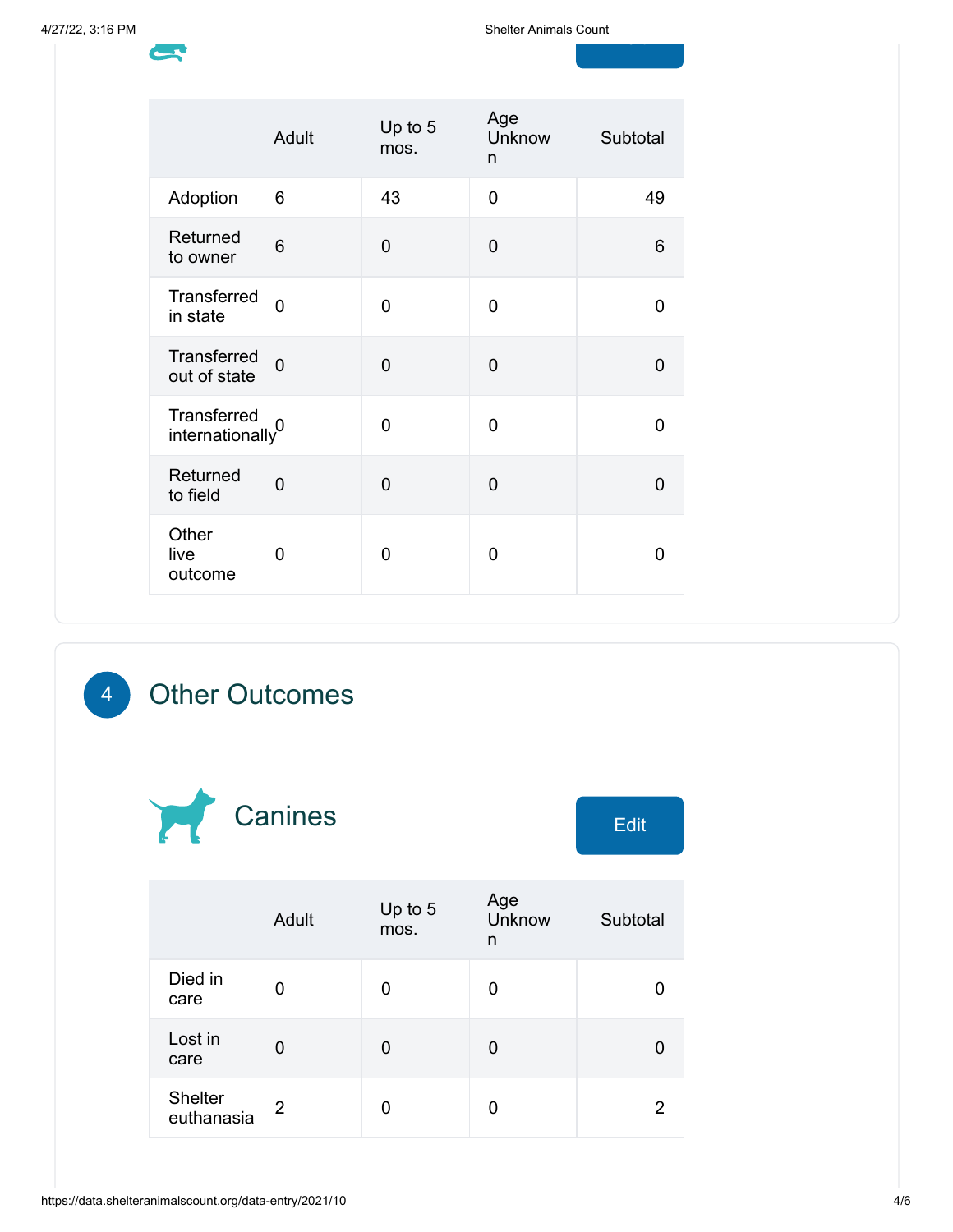| | Adult | Up to 5 mos. | Age Unknown | Subtotal |
|---|---|---|---|---|
| Adoption | 6 | 43 | 0 | 49 |
| Returned to owner | 6 | 0 | 0 | 6 |
| Transferred in state | 0 | 0 | 0 | 0 |
| Transferred out of state | 0 | 0 | 0 | 0 |
| Transferred internationally | 0 | 0 | 0 | 0 |
| Returned to field | 0 | 0 | 0 | 0 |
| Other live outcome | 0 | 0 | 0 | 0 |

## 4 Other Outcomes

### Canines

Edit

| | Adult | Up to 5 mos. | Age Unknown | Subtotal |
|---|---|---|---|---|
| Died in care | 0 | 0 | 0 | 0 |
| Lost in care | 0 | 0 | 0 | 0 |
| Shelter euthanasia | 2 | 0 | 0 | 2 |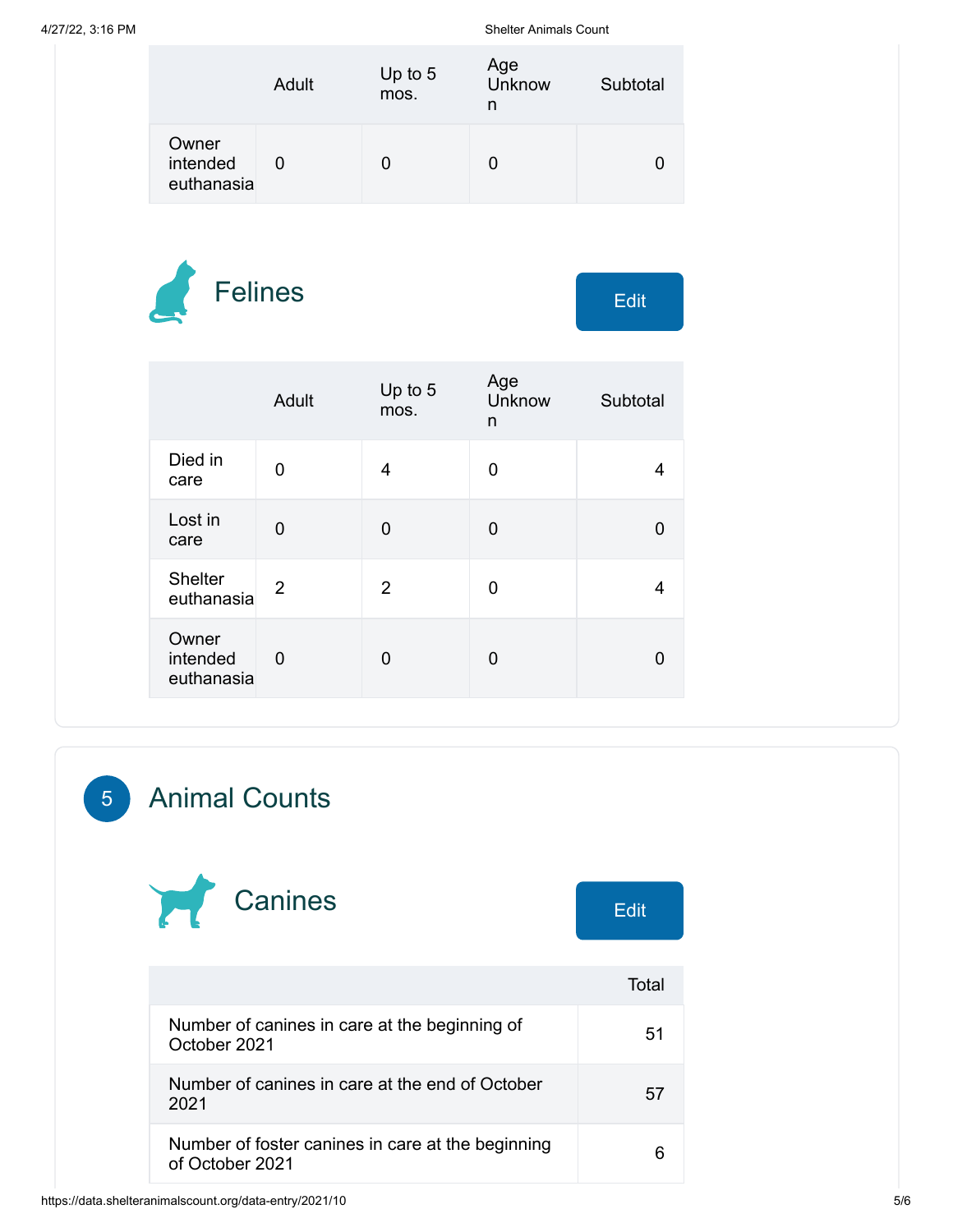| | Adult | Up to 5 mos. | Age Unknown | Subtotal |
|---|---|---|---|---|
| Owner intended euthanasia | 0 | 0 | 0 | 0 |

### Felines

Edit

| | Adult | Up to 5 mos. | Age Unknown | Subtotal |
|---|---|---|---|---|
| Died in care | 0 | 4 | 0 | 4 |
| Lost in care | 0 | 0 | 0 | 0 |
| Shelter euthanasia | 2 | 2 | 0 | 4 |
| Owner intended euthanasia | 0 | 0 | 0 | 0 |

## 5 Animal Counts

### Canines

Edit

| | Total |
|---|---|
| Number of canines in care at the beginning of October 2021 | 51 |
| Number of canines in care at the end of October 2021 | 57 |
| Number of foster canines in care at the beginning of October 2021 | 6 |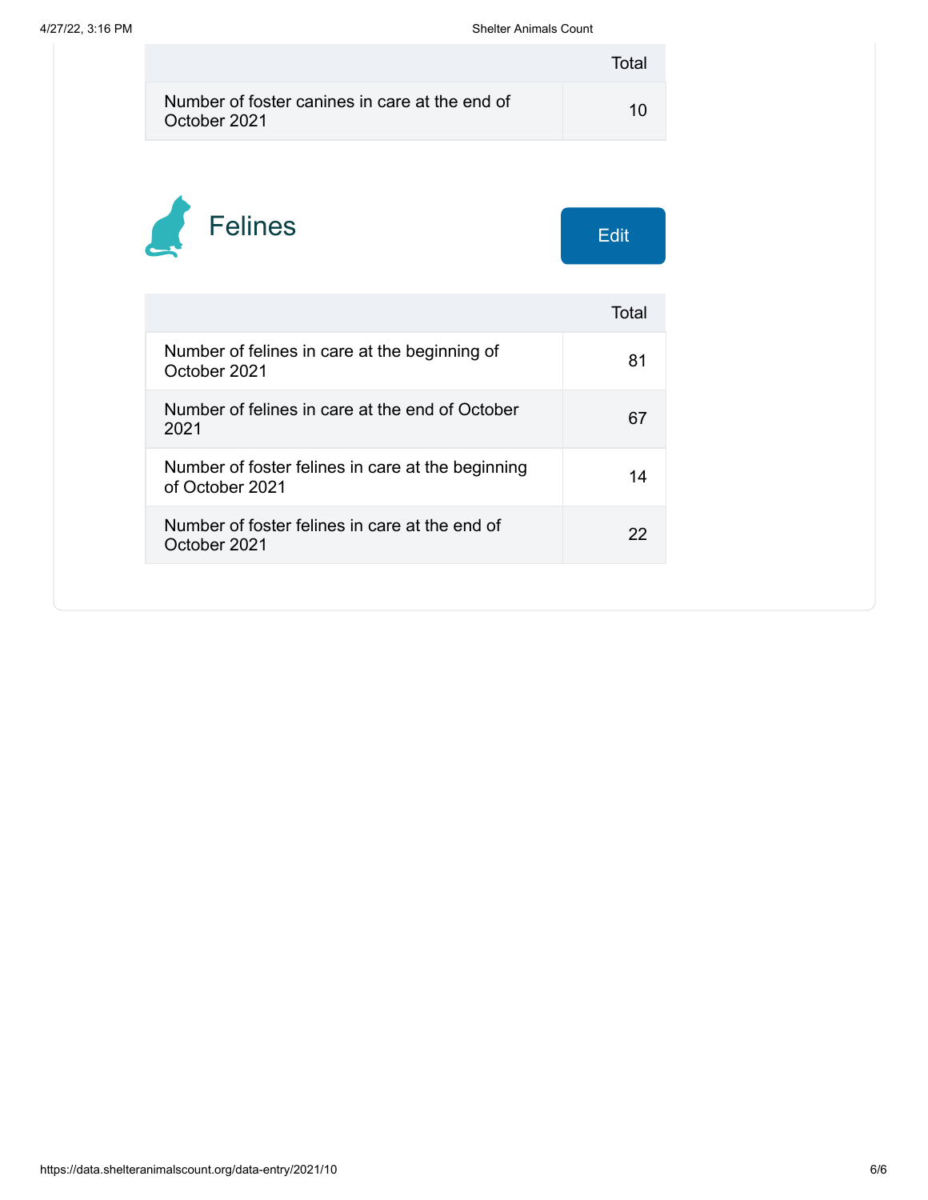| | Total |
|---|---|
| Number of foster canines in care at the end of October 2021 | 10 |

## Felines

Edit

| | Total |
|---|---|
| Number of felines in care at the beginning of October 2021 | 81 |
| Number of felines in care at the end of October 2021 | 67 |
| Number of foster felines in care at the beginning of October 2021 | 14 |
| Number of foster felines in care at the end of October 2021 | 22 |